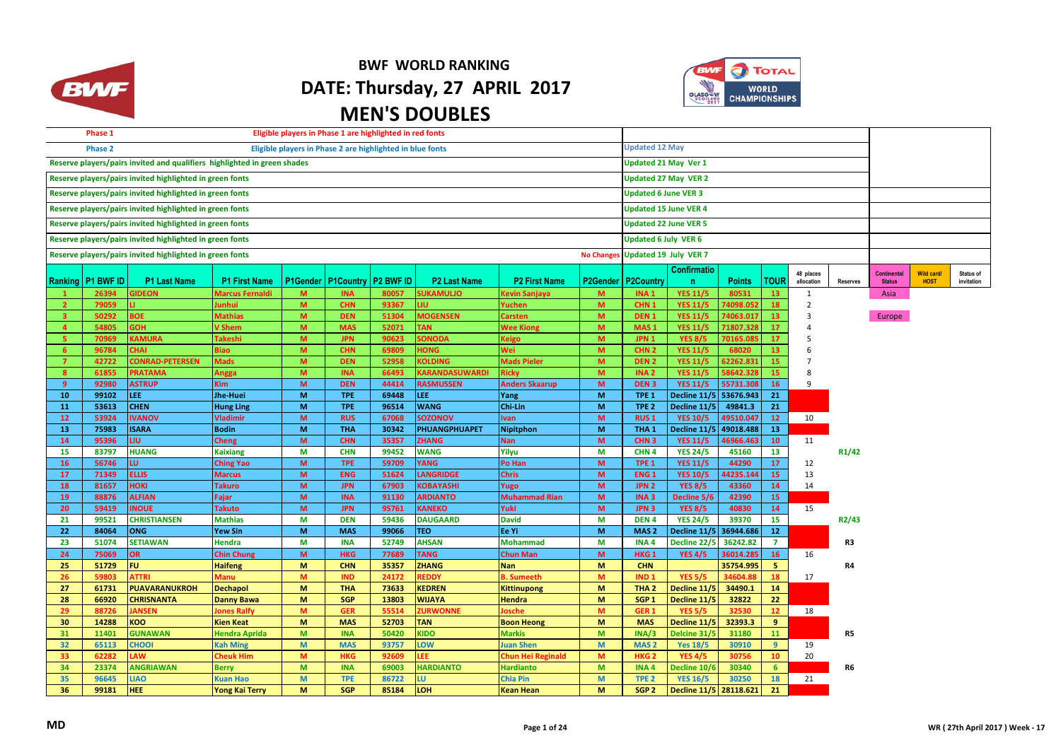# BWF WORLD RANKING

# DATE: Thursday, 27 APRIL 2017

# MEN'S DOUBLES

| | |
|---|---|
| Phase 1 | Eligible players in Phase 1 are highlighted in red fonts |
| Phase 2 | Eligible players in Phase 2 are highlighted in blue fonts |
| Reserve players/pairs invited and qualifiers highlighted in green shades | |
| Reserve players/pairs invited highlighted in green fonts | |
| Reserve players/pairs invited highlighted in green fonts | |
| Reserve players/pairs invited highlighted in green fonts | |
| Reserve players/pairs invited highlighted in green fonts | |
| Reserve players/pairs invited highlighted in green fonts | |
| Reserve players/pairs invited highlighted in green fonts | |

Updated 12 May
Updated 21 May Ver 1
Updated 27 May VER 2
Updated 6 June VER 3
Updated 15 June VER 4
Updated 22 June VER 5
Updated 6 July VER 6
No Changes Updated 19 July VER 7

| Ranking | P1 BWF ID | P1 Last Name | P1 First Name | P1Gender | P1Country | P2 BWF ID | P2 Last Name | P2 First Name | P2Gender | P2Country | Confirmation | Points | TOUR | 48 places allocation | Reserves | Continental Status | Wild card/ HOST | Status of invitation |
|---|---|---|---|---|---|---|---|---|---|---|---|---|---|---|---|---|---|---|
| 1 | 26394 | GIDEON | Marcus Fernaldi | M | INA | 80057 | SUKAMULJO | Kevin Sanjaya | M | INA 1 | YES 11/5 | 80531 | 13 | 1 | | Asia | | |
| 2 | 79059 | LI | Junhui | M | CHN | 93367 | LIU | Yuchen | M | CHN 1 | YES 11/5 | 74098.052 | 18 | 2 | | | | |
| 3 | 50292 | BOE | Mathias | M | DEN | 51304 | MOGENSEN | Carsten | M | DEN 1 | YES 11/5 | 74063.017 | 13 | 3 | | Europe | | |
| 4 | 54805 | GOH | V Shem | M | MAS | 52071 | TAN | Wee Kiong | M | MAS 1 | YES 11/5 | 71807.328 | 17 | 4 | | | | |
| 5 | 70969 | KAMURA | Takeshi | M | JPN | 90623 | SONODA | Keigo | M | JPN 1 | YES 8/5 | 70165.085 | 17 | 5 | | | | |
| 6 | 96784 | CHAI | Biao | M | CHN | 69809 | HONG | Wei | M | CHN 2 | YES 11/5 | 68020 | 13 | 6 | | | | |
| 7 | 42722 | CONRAD-PETERSEN | Mads | M | DEN | 52958 | KOLDING | Mads Pieler | M | DEN 2 | YES 11/5 | 62262.831 | 15 | 7 | | | | |
| 8 | 61855 | PRATAMA | Angga | M | INA | 66493 | KARANDASUWARDI | Ricky | M | INA 2 | YES 11/5 | 58642.328 | 15 | 8 | | | | |
| 9 | 92980 | ASTRUP | Kim | M | DEN | 44414 | RASMUSSEN | Anders Skaarup | M | DEN 3 | YES 11/5 | 55731.308 | 16 | 9 | | | | |
| 10 | 99102 | LEE | Jhe-Huei | M | TPE | 69448 | LEE | Yang | M | TPE 1 | Decline 11/5 | 53676.943 | 21 | | | | | |
| 11 | 53613 | CHEN | Hung Ling | M | TPE | 96514 | WANG | Chi-Lin | M | TPE 2 | Decline 11/5 | 49841.3 | 21 | | | | | |
| 12 | 53924 | IVANOV | Vladimir | M | RUS | 67068 | SOZONOV | Ivan | M | RUS 1 | YES 10/5 | 49510.047 | 12 | 10 | | | | |
| 13 | 75983 | ISARA | Bodin | M | THA | 30342 | PHUANGPHUAPET | Nipitphon | M | THA 1 | Decline 11/5 | 49018.488 | 13 | | | | | |
| 14 | 95396 | LIU | Cheng | M | CHN | 35357 | ZHANG | Nan | M | CHN 3 | YES 11/5 | 46966.463 | 10 | 11 | | | | |
| 15 | 83797 | HUANG | Kaixiang | M | CHN | 99452 | WANG | Yilyu | M | CHN 4 | YES 24/5 | 45160 | 13 | | R1/42 | | | |
| 16 | 56746 | LU | Ching Yao | M | TPE | 59709 | YANG | Po Han | M | TPE 1 | YES 11/5 | 44290 | 17 | 12 | | | | |
| 17 | 71349 | ELLIS | Marcus | M | ENG | 51624 | LANGRIDGE | Chris | M | ENG 1 | YES 10/5 | 44235.144 | 15 | 13 | | | | |
| 18 | 81657 | HOKI | Takuro | M | JPN | 67903 | KOBAYASHI | Yugo | M | JPN 2 | YES 8/5 | 43360 | 14 | 14 | | | | |
| 19 | 88876 | ALFIAN | Fajar | M | INA | 91130 | ARDIANTO | Muhammad Rian | M | INA 3 | Decline 5/6 | 42390 | 15 | | | | | |
| 20 | 59419 | INOUE | Takuto | M | JPN | 95761 | KANEKO | Yuki | M | JPN 3 | YES 8/5 | 40830 | 14 | 15 | | | | |
| 21 | 99521 | CHRISTIANSEN | Mathias | M | DEN | 59436 | DAUGAARD | David | M | DEN 4 | YES 24/5 | 39370 | 15 | | R2/43 | | | |
| 22 | 84064 | ONG | Yew Sin | M | MAS | 99066 | TEO | Ee Yi | M | MAS 2 | Decline 11/5 | 36944.686 | 12 | | | | | |
| 23 | 51074 | SETIAWAN | Hendra | M | INA | 52749 | AHSAN | Mohammad | M | INA 4 | Decline 22/5 | 36242.82 | 7 | | R3 | | | |
| 24 | 75069 | OR | Chin Chung | M | HKG | 77689 | TANG | Chun Man | M | HKG 1 | YES 4/5 | 36014.285 | 16 | 16 | | | | |
| 25 | 51729 | FU | Haifeng | M | CHN | 35357 | ZHANG | Nan | M | CHN | | 35754.995 | 5 | | R4 | | | |
| 26 | 59803 | ATTRI | Manu | M | IND | 24172 | REDDY | B. Sumeeth | M | IND 1 | YES 5/5 | 34604.88 | 18 | 17 | | | | |
| 27 | 61731 | PUAVARANUKROH | Dechapol | M | THA | 73633 | KEDREN | Kittinupong | M | THA 2 | Decline 11/5 | 34490.1 | 14 | | | | | |
| 28 | 66920 | CHRISNANTA | Danny Bawa | M | SGP | 13803 | WIJAYA | Hendra | M | SGP 1 | Decline 11/5 | 32822 | 22 | | | | | |
| 29 | 88726 | JANSEN | Jones Ralfy | M | GER | 55514 | ZURWONNE | Josche | M | GER 1 | YES 5/5 | 32530 | 12 | 18 | | | | |
| 30 | 14288 | KOO | Kien Keat | M | MAS | 52703 | TAN | Boon Heong | M | MAS | Decline 11/5 | 32393.3 | 9 | | | | | |
| 31 | 11401 | GUNAWAN | Hendra Aprida | M | INA | 50420 | KIDO | Markis | M | INA/3 | Delcine 31/5 | 31180 | 11 | | R5 | | | |
| 32 | 65113 | CHOOI | Kah Ming | M | MAS | 93757 | LOW | Juan Shen | M | MAS 2 | Yes 18/5 | 30910 | 9 | 19 | | | | |
| 33 | 62282 | LAW | Cheuk Him | M | HKG | 92609 | LEE | Chun Hei Reginald | M | HKG 2 | YES 4/5 | 30756 | 10 | 20 | | | | |
| 34 | 23374 | ANGRIAWAN | Berry | M | INA | 69003 | HARDIANTO | Hardianto | M | INA 4 | Decline 10/6 | 30340 | 6 | | R6 | | | |
| 35 | 96645 | LIAO | Kuan Hao | M | TPE | 86722 | LU | Chia Pin | M | TPE 2 | YES 16/5 | 30250 | 18 | 21 | | | | |
| 36 | 99181 | HEE | Yong Kai Terry | M | SGP | 85184 | LOH | Kean Hean | M | SGP 2 | Decline 11/5 | 28118.621 | 21 | | | | | |

MD

WR (27th April 2017) Week - 17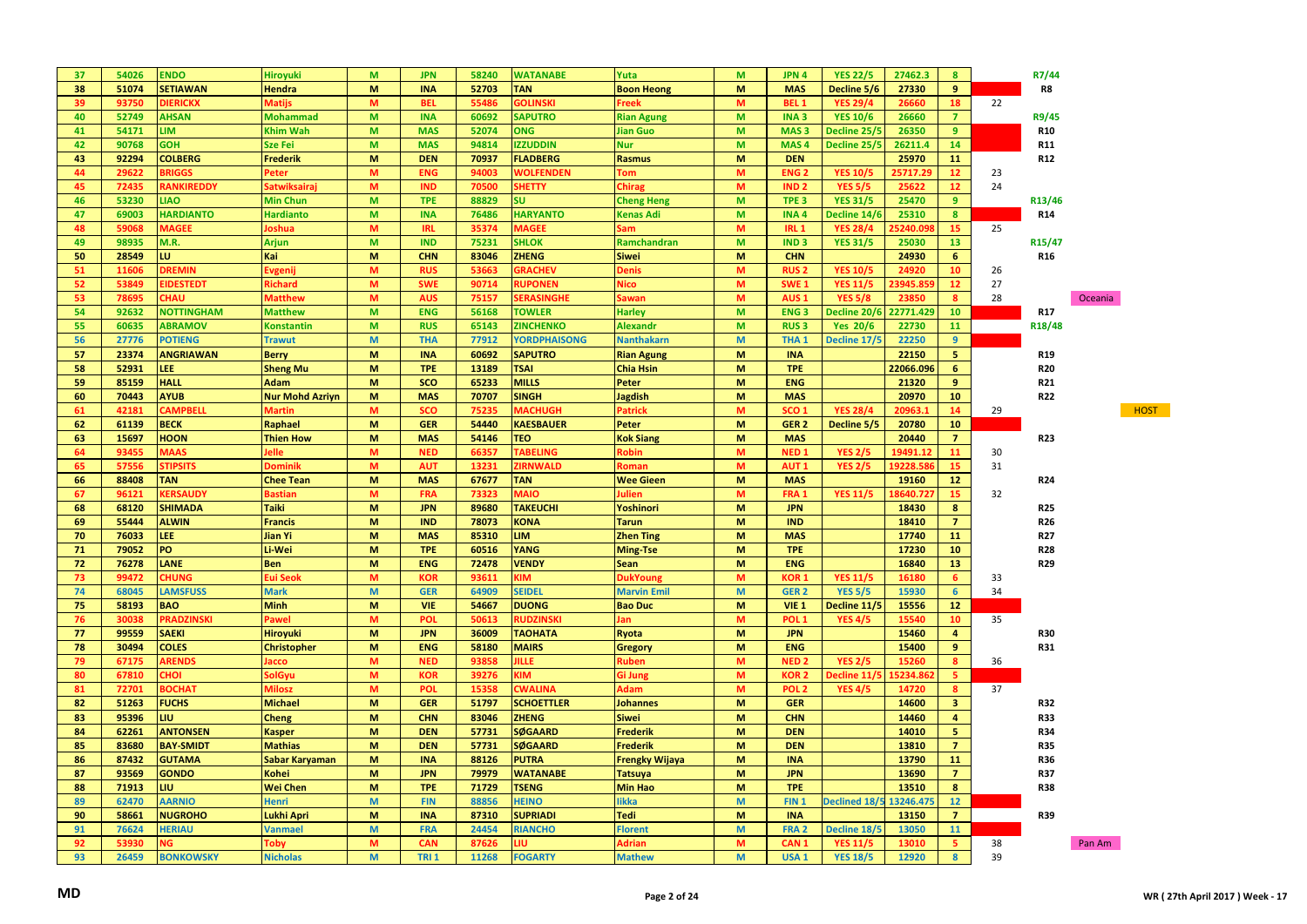| | | | | | | | | | | | | | | | | | |
|---|---|---|---|---|---|---|---|---|---|---|---|---|---|---|---|---|---|
| 37 | 54026 | ENDO | Hiroyuki | M | JPN | 58240 | WATANABE | Yuta | M | JPN 4 | YES 22/5 | 27462.3 | 8 | | R7/44 | | |
| 38 | 51074 | SETIAWAN | Hendra | M | INA | 52703 | TAN | Boon Heong | M | MAS | Decline 5/6 | 27330 | 9 | | R8 | | |
| 39 | 93750 | DIERICKX | Matijs | M | BEL | 55486 | GOLINSKI | Freek | M | BEL 1 | YES 29/4 | 26660 | 18 | 22 | | | |
| 40 | 52749 | AHSAN | Mohammad | M | INA | 60692 | SAPUTRO | Rian Agung | M | INA 3 | YES 10/6 | 26660 | 7 | | R9/45 | | |
| 41 | 54171 | LIM | Khim Wah | M | MAS | 52074 | ONG | Jian Guo | M | MAS 3 | Decline 25/5 | 26350 | 9 | | R10 | | |
| 42 | 90768 | GOH | Sze Fei | M | MAS | 94814 | IZZUDDIN | Nur | M | MAS 4 | Decline 25/5 | 26211.4 | 14 | | R11 | | |
| 43 | 92294 | COLBERG | Frederik | M | DEN | 70937 | FLADBERG | Rasmus | M | DEN | | 25970 | 11 | | R12 | | |
| 44 | 29622 | BRIGGS | Peter | M | ENG | 94003 | WOLFENDEN | Tom | M | ENG 2 | YES 10/5 | 25717.29 | 12 | 23 | | | |
| 45 | 72435 | RANKIREDDY | Satwiksairaj | M | IND | 70500 | SHETTY | Chirag | M | IND 2 | YES 5/5 | 25622 | 12 | 24 | | | |
| 46 | 53230 | LIAO | Min Chun | M | TPE | 88829 | SU | Cheng Heng | M | TPE 3 | YES 31/5 | 25470 | 9 | | R13/46 | | |
| 47 | 69003 | HARDIANTO | Hardianto | M | INA | 76486 | HARYANTO | Kenas Adi | M | INA 4 | Decline 14/6 | 25310 | 8 | | R14 | | |
| 48 | 59068 | MAGEE | Joshua | M | IRL | 35374 | MAGEE | Sam | M | IRL 1 | YES 28/4 | 25240.098 | 15 | 25 | | | |
| 49 | 98935 | M.R. | Arjun | M | IND | 75231 | SHLOK | Ramchandran | M | IND 3 | YES 31/5 | 25030 | 13 | | R15/47 | | |
| 50 | 28549 | LU | Kai | M | CHN | 83046 | ZHENG | Siwei | M | CHN | | 24930 | 6 | | R16 | | |
| 51 | 11606 | DREMIN | Evgenij | M | RUS | 53663 | GRACHEV | Denis | M | RUS 2 | YES 10/5 | 24920 | 10 | 26 | | | |
| 52 | 53849 | EIDESTEDT | Richard | M | SWE | 90714 | RUPONEN | Nico | M | SWE 1 | YES 11/5 | 23945.859 | 12 | 27 | | | |
| 53 | 78695 | CHAU | Matthew | M | AUS | 75157 | SERASINGHE | Sawan | M | AUS 1 | YES 5/8 | 23850 | 8 | 28 | | Oceania | |
| 54 | 92632 | NOTTINGHAM | Matthew | M | ENG | 56168 | TOWLER | Harley | M | ENG 3 | Decline 20/6 | 22771.429 | 10 | | R17 | | |
| 55 | 60635 | ABRAMOV | Konstantin | M | RUS | 65143 | ZINCHENKO | Alexandr | M | RUS 3 | Yes 20/6 | 22730 | 11 | | R18/48 | | |
| 56 | 27776 | POTIENG | Trawut | M | THA | 77912 | YORDPHAISONG | Nanthakarn | M | THA 1 | Decline 17/5 | 22250 | 9 | | | | |
| 57 | 23374 | ANGRIAWAN | Berry | M | INA | 60692 | SAPUTRO | Rian Agung | M | INA | | 22150 | 5 | | R19 | | |
| 58 | 52931 | LEE | Sheng Mu | M | TPE | 13189 | TSAI | Chia Hsin | M | TPE | | 22066.096 | 6 | | R20 | | |
| 59 | 85159 | HALL | Adam | M | SCO | 65233 | MILLS | Peter | M | ENG | | 21320 | 9 | | R21 | | |
| 60 | 70443 | AYUB | Nur Mohd Azriyn | M | MAS | 70707 | SINGH | Jagdish | M | MAS | | 20970 | 10 | | R22 | | |
| 61 | 42181 | CAMPBELL | Martin | M | SCO | 75235 | MACHUGH | Patrick | M | SCO 1 | YES 28/4 | 20963.1 | 14 | 29 | | | HOST |
| 62 | 61139 | BECK | Raphael | M | GER | 54440 | KAESBAUER | Peter | M | GER 2 | Decline 5/5 | 20780 | 10 | | | | |
| 63 | 15697 | HOON | Thien How | M | MAS | 54146 | TEO | Kok Siang | M | MAS | | 20440 | 7 | | R23 | | |
| 64 | 93455 | MAAS | Jelle | M | NED | 66357 | TABELING | Robin | M | NED 1 | YES 2/5 | 19491.12 | 11 | 30 | | | |
| 65 | 57556 | STIPSITS | Dominik | M | AUT | 13231 | ZIRNWALD | Roman | M | AUT 1 | YES 2/5 | 19228.586 | 15 | 31 | | | |
| 66 | 88408 | TAN | Chee Tean | M | MAS | 67677 | TAN | Wee Gieen | M | MAS | | 19160 | 12 | | R24 | | |
| 67 | 96121 | KERSAUDY | Bastian | M | FRA | 73323 | MAIO | Julien | M | FRA 1 | YES 11/5 | 18640.727 | 15 | 32 | | | |
| 68 | 68120 | SHIMADA | Taiki | M | JPN | 89680 | TAKEUCHI | Yoshinori | M | JPN | | 18430 | 8 | | R25 | | |
| 69 | 55444 | ALWIN | Francis | M | IND | 78073 | KONA | Tarun | M | IND | | 18410 | 7 | | R26 | | |
| 70 | 76033 | LEE | Jian Yi | M | MAS | 85310 | LIM | Zhen Ting | M | MAS | | 17740 | 11 | | R27 | | |
| 71 | 79052 | PO | Li-Wei | M | TPE | 60516 | YANG | Ming-Tse | M | TPE | | 17230 | 10 | | R28 | | |
| 72 | 76278 | LANE | Ben | M | ENG | 72478 | VENDY | Sean | M | ENG | | 16840 | 13 | | R29 | | |
| 73 | 99472 | CHUNG | Eui Seok | M | KOR | 93611 | KIM | DukYoung | M | KOR 1 | YES 11/5 | 16180 | 6 | 33 | | | |
| 74 | 68045 | LAMSFUSS | Mark | M | GER | 64909 | SEIDEL | Marvin Emil | M | GER 2 | YES 5/5 | 15930 | 6 | 34 | | | |
| 75 | 58193 | BAO | Minh | M | VIE | 54667 | DUONG | Bao Duc | M | VIE 1 | Decline 11/5 | 15556 | 12 | | | | |
| 76 | 30038 | PRADZINSKI | Pawel | M | POL | 50613 | RUDZINSKI | Jan | M | POL 1 | YES 4/5 | 15540 | 10 | 35 | | | |
| 77 | 99559 | SAEKI | Hiroyuki | M | JPN | 36009 | TAOHATA | Ryota | M | JPN | | 15460 | 4 | | R30 | | |
| 78 | 30494 | COLES | Christopher | M | ENG | 58180 | MAIRS | Gregory | M | ENG | | 15400 | 9 | | R31 | | |
| 79 | 67175 | ARENDS | Jacco | M | NED | 93858 | JILLE | Ruben | M | NED 2 | YES 2/5 | 15260 | 8 | 36 | | | |
| 80 | 67810 | CHOI | SolGyu | M | KOR | 39276 | KIM | Gi Jung | M | KOR 2 | Decline 11/5 | 15234.862 | 5 | | | | |
| 81 | 72701 | BOCHAT | Milosz | M | POL | 15358 | CWALINA | Adam | M | POL 2 | YES 4/5 | 14720 | 8 | 37 | | | |
| 82 | 51263 | FUCHS | Michael | M | GER | 51797 | SCHOETTLER | Johannes | M | GER | | 14600 | 3 | | R32 | | |
| 83 | 95396 | LIU | Cheng | M | CHN | 83046 | ZHENG | Siwei | M | CHN | | 14460 | 4 | | R33 | | |
| 84 | 62261 | ANTONSEN | Kasper | M | DEN | 57731 | SØGAARD | Frederik | M | DEN | | 14010 | 5 | | R34 | | |
| 85 | 83680 | BAY-SMIDT | Mathias | M | DEN | 57731 | SØGAARD | Frederik | M | DEN | | 13810 | 7 | | R35 | | |
| 86 | 87432 | GUTAMA | Sabar Karyaman | M | INA | 88126 | PUTRA | Frengky Wijaya | M | INA | | 13790 | 11 | | R36 | | |
| 87 | 93569 | GONDO | Kohei | M | JPN | 79979 | WATANABE | Tatsuya | M | JPN | | 13690 | 7 | | R37 | | |
| 88 | 71913 | LIU | Wei Chen | M | TPE | 71729 | TSENG | Min Hao | M | TPE | | 13510 | 8 | | R38 | | |
| 89 | 62470 | AARNIO | Henri | M | FIN | 88856 | HEINO | Iikka | M | FIN 1 | Declined 18/5 | 13246.475 | 12 | | | | |
| 90 | 58661 | NUGROHO | Lukhi Apri | M | INA | 87310 | SUPRIADI | Tedi | M | INA | | 13150 | 7 | | R39 | | |
| 91 | 76624 | HERIAU | Vanmael | M | FRA | 24454 | RIANCHO | Florent | M | FRA 2 | Decline 18/5 | 13050 | 11 | | | | |
| 92 | 53930 | NG | Toby | M | CAN | 87626 | LIU | Adrian | M | CAN 1 | YES 11/5 | 13010 | 5 | 38 | | Pan Am | |
| 93 | 26459 | BONKOWSKY | Nicholas | M | TRI 1 | 11268 | FOGARTY | Mathew | M | USA 1 | YES 18/5 | 12920 | 8 | 39 | | | |

MD

WR ( 27th April 2017 ) Week - 17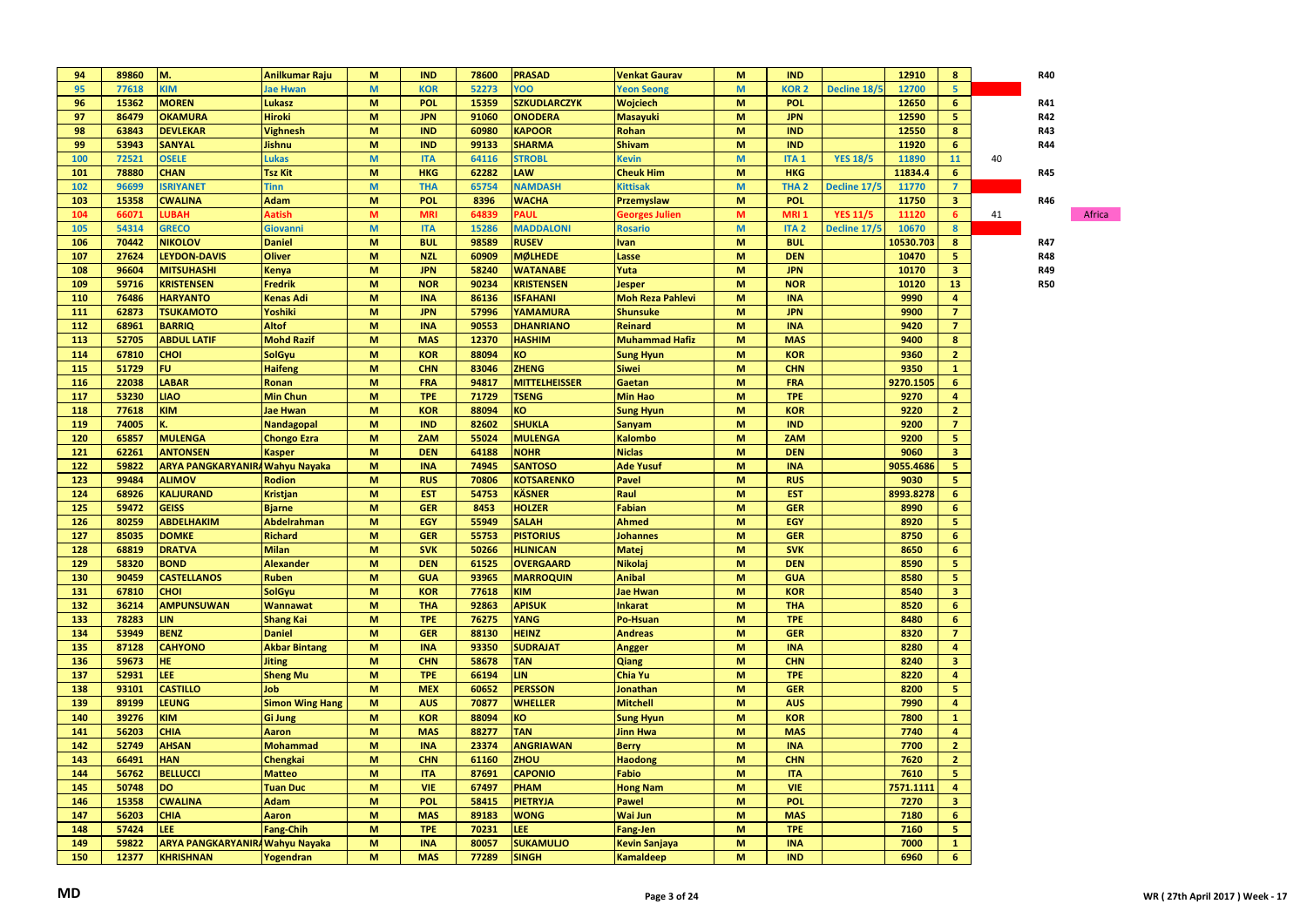| | | | | | | | | | | | | | | | | | |
|---|---|---|---|---|---|---|---|---|---|---|---|---|---|---|---|---|---|
| 94 | 89860 | M. | Anilkumar Raju | M | IND | 78600 | PRASAD | Venkat Gaurav | M | IND | | 12910 | 8 | | R40 | |
| 95 | 77618 | KIM | Jae Hwan | M | KOR | 52273 | YOO | Yeon Seong | M | KOR 2 | Decline 18/5 | 12700 | 5 | | | |
| 96 | 15362 | MOREN | Lukasz | M | POL | 15359 | SZKUDLARCZYK | Wojciech | M | POL | | 12650 | 6 | | R41 | |
| 97 | 86479 | OKAMURA | Hiroki | M | JPN | 91060 | ONODERA | Masayuki | M | JPN | | 12590 | 5 | | R42 | |
| 98 | 63843 | DEVLEKAR | Vighnesh | M | IND | 60980 | KAPOOR | Rohan | M | IND | | 12550 | 8 | | R43 | |
| 99 | 53943 | SANYAL | Jishnu | M | IND | 99133 | SHARMA | Shivam | M | IND | | 11920 | 6 | | R44 | |
| 100 | 72521 | OSELE | Lukas | M | ITA | 64116 | STROBL | Kevin | M | ITA 1 | YES 18/5 | 11890 | 11 | 40 | | |
| 101 | 78880 | CHAN | Tsz Kit | M | HKG | 62282 | LAW | Cheuk Him | M | HKG | | 11834.4 | 6 | | R45 | |
| 102 | 96699 | ISRIYANET | Tinn | M | THA | 65754 | NAMDASH | Kittisak | M | THA 2 | Decline 17/5 | 11770 | 7 | | | |
| 103 | 15358 | CWALINA | Adam | M | POL | 8396 | WACHA | Przemyslaw | M | POL | | 11750 | 3 | | R46 | |
| 104 | 66071 | LUBAH | Aatish | M | MRI | 64839 | PAUL | Georges Julien | M | MRI 1 | YES 11/5 | 11120 | 6 | 41 | | Africa |
| 105 | 54314 | GRECO | Giovanni | M | ITA | 15286 | MADDALONI | Rosario | M | ITA 2 | Decline 17/5 | 10670 | 8 | | | |
| 106 | 70442 | NIKOLOV | Daniel | M | BUL | 98589 | RUSEV | Ivan | M | BUL | | 10530.703 | 8 | | R47 | |
| 107 | 27624 | LEYDON-DAVIS | Oliver | M | NZL | 60909 | MØLHEDE | Lasse | M | DEN | | 10470 | 5 | | R48 | |
| 108 | 96604 | MITSUHASHI | Kenya | M | JPN | 58240 | WATANABE | Yuta | M | JPN | | 10170 | 3 | | R49 | |
| 109 | 59716 | KRISTENSEN | Fredrik | M | NOR | 90234 | KRISTENSEN | Jesper | M | NOR | | 10120 | 13 | | R50 | |
| 110 | 76486 | HARYANTO | Kenas Adi | M | INA | 86136 | ISFAHANI | Moh Reza Pahlevi | M | INA | | 9990 | 4 | | | |
| 111 | 62873 | TSUKAMOTO | Yoshiki | M | JPN | 57996 | YAMAMURA | Shunsuke | M | JPN | | 9900 | 7 | | | |
| 112 | 68961 | BARRIQ | Altof | M | INA | 90553 | DHANRIANO | Reinard | M | INA | | 9420 | 7 | | | |
| 113 | 52705 | ABDUL LATIF | Mohd Razif | M | MAS | 12370 | HASHIM | Muhammad Hafiz | M | MAS | | 9400 | 8 | | | |
| 114 | 67810 | CHOI | SolGyu | M | KOR | 88094 | KO | Sung Hyun | M | KOR | | 9360 | 2 | | | |
| 115 | 51729 | FU | Haifeng | M | CHN | 83046 | ZHENG | Siwei | M | CHN | | 9350 | 1 | | | |
| 116 | 22038 | LABAR | Ronan | M | FRA | 94817 | MITTELHEISSER | Gaetan | M | FRA | | 9270.1505 | 6 | | | |
| 117 | 53230 | LIAO | Min Chun | M | TPE | 71729 | TSENG | Min Hao | M | TPE | | 9270 | 4 | | | |
| 118 | 77618 | KIM | Jae Hwan | M | KOR | 88094 | KO | Sung Hyun | M | KOR | | 9220 | 2 | | | |
| 119 | 74005 | K. | Nandagopal | M | IND | 82602 | SHUKLA | Sanyam | M | IND | | 9200 | 7 | | | |
| 120 | 65857 | MULENGA | Chongo Ezra | M | ZAM | 55024 | MULENGA | Kalombo | M | ZAM | | 9200 | 5 | | | |
| 121 | 62261 | ANTONSEN | Kasper | M | DEN | 64188 | NOHR | Niclas | M | DEN | | 9060 | 3 | | | |
| 122 | 59822 | ARYA PANGKARYANIRA | Wahyu Nayaka | M | INA | 74945 | SANTOSO | Ade Yusuf | M | INA | | 9055.4686 | 5 | | | |
| 123 | 99484 | ALIMOV | Rodion | M | RUS | 70806 | KOTSARENKO | Pavel | M | RUS | | 9030 | 5 | | | |
| 124 | 68926 | KALJURAND | Kristjan | M | EST | 54753 | KÄSNER | Raul | M | EST | | 8993.8278 | 6 | | | |
| 125 | 59472 | GEISS | Bjarne | M | GER | 8453 | HOLZER | Fabian | M | GER | | 8990 | 6 | | | |
| 126 | 80259 | ABDELHAKIM | Abdelrahman | M | EGY | 55949 | SALAH | Ahmed | M | EGY | | 8920 | 5 | | | |
| 127 | 85035 | DOMKE | Richard | M | GER | 55753 | PISTORIUS | Johannes | M | GER | | 8750 | 6 | | | |
| 128 | 68819 | DRATVA | Milan | M | SVK | 50266 | HLINICAN | Matej | M | SVK | | 8650 | 6 | | | |
| 129 | 58320 | BOND | Alexander | M | DEN | 61525 | OVERGAARD | Nikolaj | M | DEN | | 8590 | 5 | | | |
| 130 | 90459 | CASTELLANOS | Ruben | M | GUA | 93965 | MARROQUIN | Anibal | M | GUA | | 8580 | 5 | | | |
| 131 | 67810 | CHOI | SolGyu | M | KOR | 77618 | KIM | Jae Hwan | M | KOR | | 8540 | 3 | | | |
| 132 | 36214 | AMPUNSUWAN | Wannawat | M | THA | 92863 | APISUK | Inkarat | M | THA | | 8520 | 6 | | | |
| 133 | 78283 | LIN | Shang Kai | M | TPE | 76275 | YANG | Po-Hsuan | M | TPE | | 8480 | 6 | | | |
| 134 | 53949 | BENZ | Daniel | M | GER | 88130 | HEINZ | Andreas | M | GER | | 8320 | 7 | | | |
| 135 | 87128 | CAHYONO | Akbar Bintang | M | INA | 93350 | SUDRAJAT | Angger | M | INA | | 8280 | 4 | | | |
| 136 | 59673 | HE | Jiting | M | CHN | 58678 | TAN | Qiang | M | CHN | | 8240 | 3 | | | |
| 137 | 52931 | LEE | Sheng Mu | M | TPE | 66194 | LIN | Chia Yu | M | TPE | | 8220 | 4 | | | |
| 138 | 93101 | CASTILLO | Job | M | MEX | 60652 | PERSSON | Jonathan | M | GER | | 8200 | 5 | | | |
| 139 | 89199 | LEUNG | Simon Wing Hang | M | AUS | 70877 | WHELLER | Mitchell | M | AUS | | 7990 | 4 | | | |
| 140 | 39276 | KIM | Gi Jung | M | KOR | 88094 | KO | Sung Hyun | M | KOR | | 7800 | 1 | | | |
| 141 | 56203 | CHIA | Aaron | M | MAS | 88277 | TAN | Jinn Hwa | M | MAS | | 7740 | 4 | | | |
| 142 | 52749 | AHSAN | Mohammad | M | INA | 23374 | ANGRIAWAN | Berry | M | INA | | 7700 | 2 | | | |
| 143 | 66491 | HAN | Chengkai | M | CHN | 61160 | ZHOU | Haodong | M | CHN | | 7620 | 2 | | | |
| 144 | 56762 | BELLUCCI | Matteo | M | ITA | 87691 | CAPONIO | Fabio | M | ITA | | 7610 | 5 | | | |
| 145 | 50748 | DO | Tuan Duc | M | VIE | 67497 | PHAM | Hong Nam | M | VIE | | 7571.1111 | 4 | | | |
| 146 | 15358 | CWALINA | Adam | M | POL | 58415 | PIETRYJA | Pawel | M | POL | | 7270 | 3 | | | |
| 147 | 56203 | CHIA | Aaron | M | MAS | 89183 | WONG | Wai Jun | M | MAS | | 7180 | 6 | | | |
| 148 | 57424 | LEE | Fang-Chih | M | TPE | 70231 | LEE | Fang-Jen | M | TPE | | 7160 | 5 | | | |
| 149 | 59822 | ARYA PANGKARYANIRA | Wahyu Nayaka | M | INA | 80057 | SUKAMULJO | Kevin Sanjaya | M | INA | | 7000 | 1 | | | |
| 150 | 12377 | KHRISHNAN | Yogendran | M | MAS | 77289 | SINGH | Kamaldeep | M | IND | | 6960 | 6 | | | |

MD

WR ( 27th April 2017 ) Week - 17